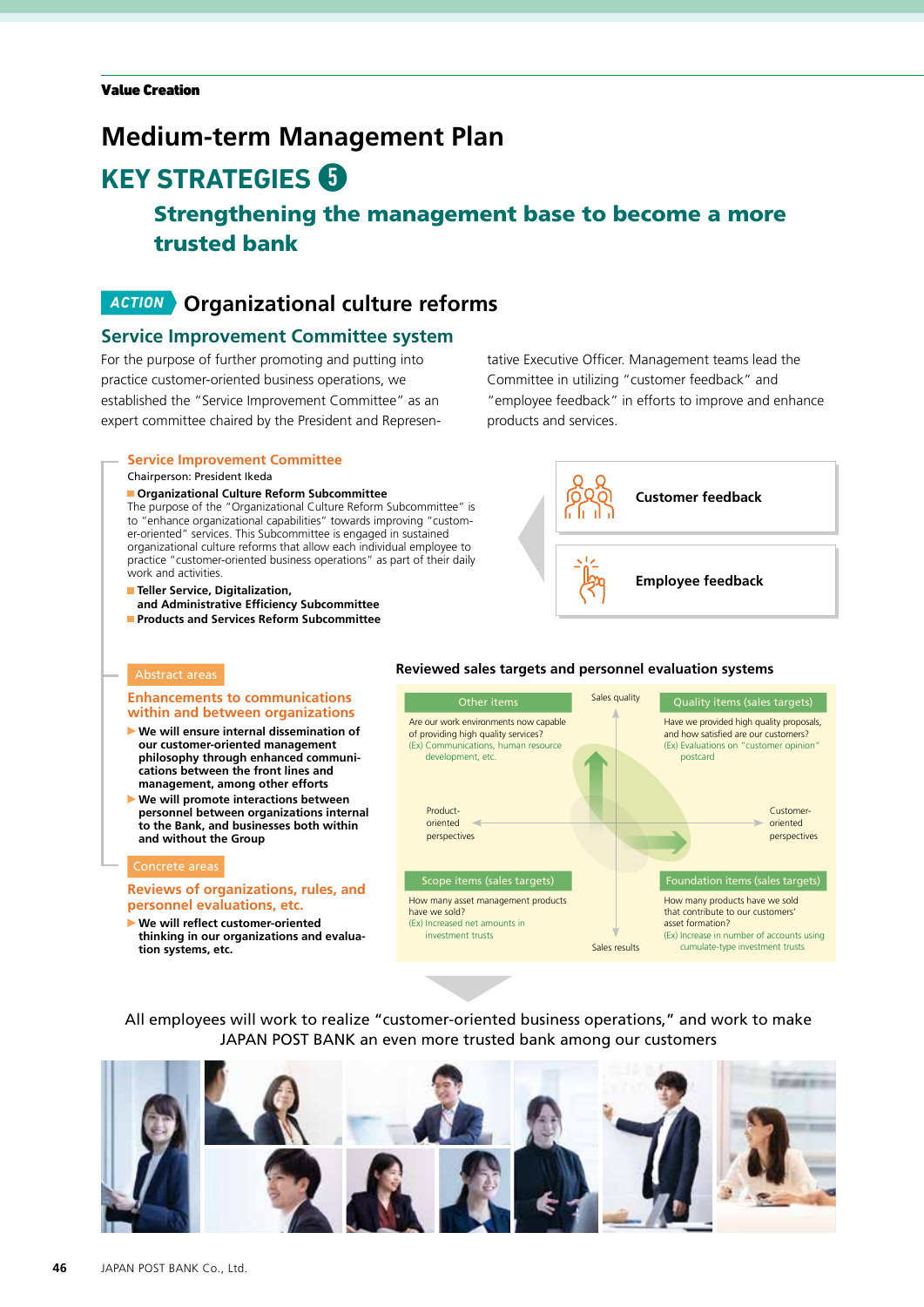Value Creation

# Medium-term Management Plan

## KEY STRATEGIES 5

### Strengthening the management base to become a more trusted bank

## ACTION Organizational culture reforms

### Service Improvement Committee system

For the purpose of further promoting and putting into practice customer-oriented business operations, we established the "Service Improvement Committee" as an expert committee chaired by the President and Representative Executive Officer. Management teams lead the Committee in utilizing "customer feedback" and "employee feedback" in efforts to improve and enhance products and services.

**Service Improvement Committee**

Chairperson: President Ikeda

- **Organizational Culture Reform Subcommittee**
  The purpose of the "Organizational Culture Reform Subcommittee" is to "enhance organizational capabilities" towards improving "customer-oriented" services. This Subcommittee is engaged in sustained organizational culture reforms that allow each individual employee to practice "customer-oriented business operations" as part of their daily work and activities.
- **Teller Service, Digitalization, and Administrative Efficiency Subcommittee**
- **Products and Services Reform Subcommittee**

**Customer feedback**

**Employee feedback**

**Abstract areas**

**Enhancements to communications within and between organizations**

- **We will ensure internal dissemination of our customer-oriented management philosophy through enhanced communications between the front lines and management, among other efforts**
- **We will promote interactions between personnel between organizations internal to the Bank, and businesses both within and without the Group**

**Concrete areas**

**Reviews of organizations, rules, and personnel evaluations, etc.**

- **We will reflect customer-oriented thinking in our organizations and evaluation systems, etc.**

**Reviewed sales targets and personnel evaluation systems**

(Vertical axis: Sales quality – Sales results; Horizontal axis: Product-oriented perspectives – Customer-oriented perspectives)

| | Product-oriented perspectives | Customer-oriented perspectives |
|---|---|---|
| Sales quality | **Other items**<br>Are our work environments now capable of providing high quality services?<br>(Ex) Communications, human resource development, etc. | **Quality items (sales targets)**<br>Have we provided high quality proposals, and how satisfied are our customers?<br>(Ex) Evaluations on "customer opinion" postcard |
| Sales results | **Scope items (sales targets)**<br>How many asset management products have we sold?<br>(Ex) Increased net amounts in investment trusts | **Foundation items (sales targets)**<br>How many products have we sold that contribute to our customers' asset formation?<br>(Ex) Increase in number of accounts using cumulate-type investment trusts |

All employees will work to realize "customer-oriented business operations," and work to make JAPAN POST BANK an even more trusted bank among our customers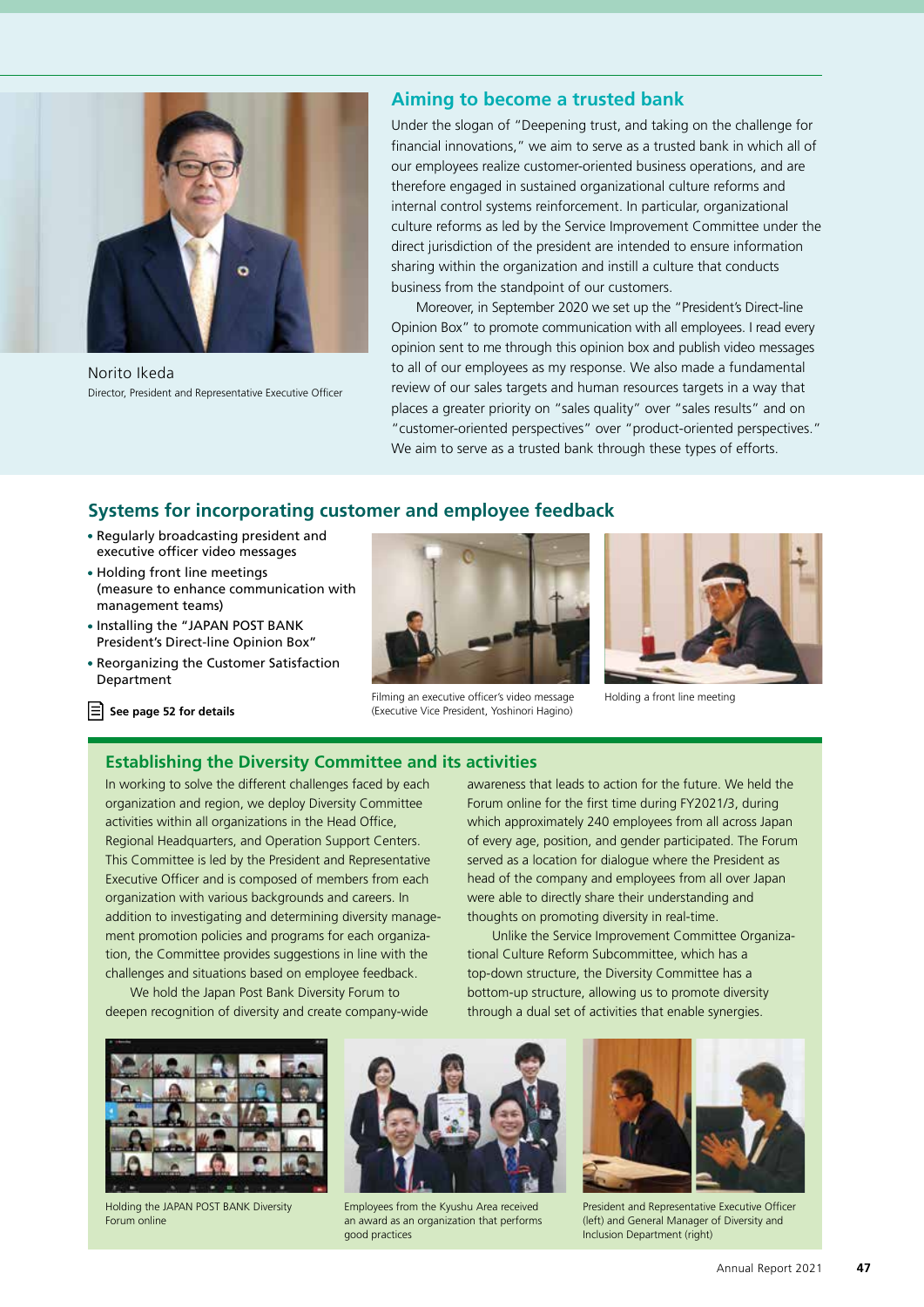Norito Ikeda

Director, President and Representative Executive Officer

## Aiming to become a trusted bank

Under the slogan of "Deepening trust, and taking on the challenge for financial innovations," we aim to serve as a trusted bank in which all of our employees realize customer-oriented business operations, and are therefore engaged in sustained organizational culture reforms and internal control systems reinforcement. In particular, organizational culture reforms as led by the Service Improvement Committee under the direct jurisdiction of the president are intended to ensure information sharing within the organization and instill a culture that conducts business from the standpoint of our customers.

Moreover, in September 2020 we set up the "President's Direct-line Opinion Box" to promote communication with all employees. I read every opinion sent to me through this opinion box and publish video messages to all of our employees as my response. We also made a fundamental review of our sales targets and human resources targets in a way that places a greater priority on "sales quality" over "sales results" and on "customer-oriented perspectives" over "product-oriented perspectives." We aim to serve as a trusted bank through these types of efforts.

## Systems for incorporating customer and employee feedback

- Regularly broadcasting president and executive officer video messages
- Holding front line meetings (measure to enhance communication with management teams)
- Installing the "JAPAN POST BANK President's Direct-line Opinion Box"
- Reorganizing the Customer Satisfaction Department

**See page 52 for details**

Filming an executive officer's video message (Executive Vice President, Yoshinori Hagino)

Holding a front line meeting

## Establishing the Diversity Committee and its activities

In working to solve the different challenges faced by each organization and region, we deploy Diversity Committee activities within all organizations in the Head Office, Regional Headquarters, and Operation Support Centers. This Committee is led by the President and Representative Executive Officer and is composed of members from each organization with various backgrounds and careers. In addition to investigating and determining diversity management promotion policies and programs for each organization, the Committee provides suggestions in line with the challenges and situations based on employee feedback.

We hold the Japan Post Bank Diversity Forum to deepen recognition of diversity and create company-wide awareness that leads to action for the future. We held the Forum online for the first time during FY2021/3, during which approximately 240 employees from all across Japan of every age, position, and gender participated. The Forum served as a location for dialogue where the President as head of the company and employees from all over Japan were able to directly share their understanding and thoughts on promoting diversity in real-time.

Unlike the Service Improvement Committee Organizational Culture Reform Subcommittee, which has a top-down structure, the Diversity Committee has a bottom-up structure, allowing us to promote diversity through a dual set of activities that enable synergies.

Holding the JAPAN POST BANK Diversity Forum online

Employees from the Kyushu Area received an award as an organization that performs good practices

President and Representative Executive Officer (left) and General Manager of Diversity and Inclusion Department (right)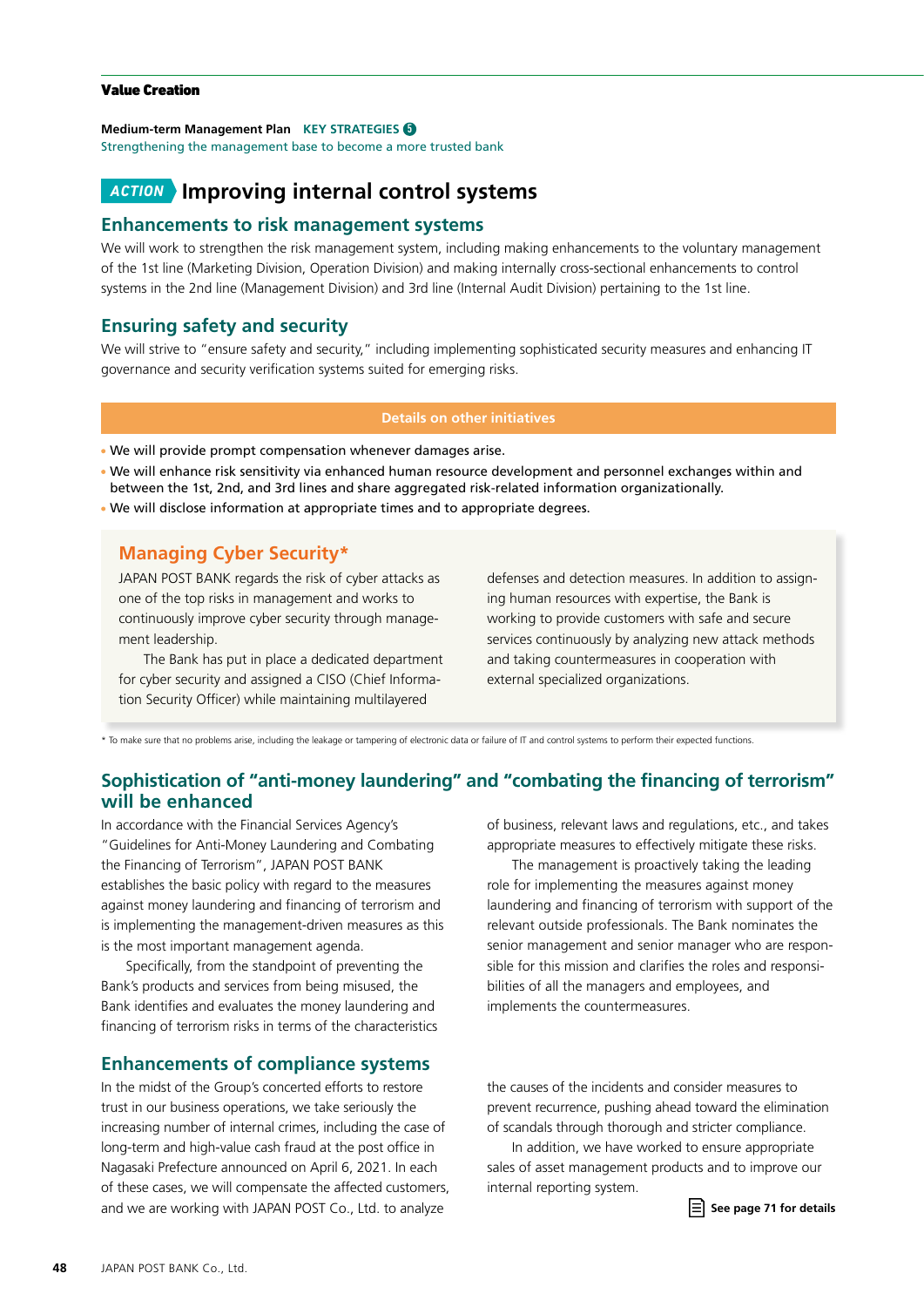**Value Creation**

**Medium-term Management Plan** KEY STRATEGIES 5
Strengthening the management base to become a more trusted bank

# ACTION Improving internal control systems

## Enhancements to risk management systems

We will work to strengthen the risk management system, including making enhancements to the voluntary management of the 1st line (Marketing Division, Operation Division) and making internally cross-sectional enhancements to control systems in the 2nd line (Management Division) and 3rd line (Internal Audit Division) pertaining to the 1st line.

## Ensuring safety and security

We will strive to "ensure safety and security," including implementing sophisticated security measures and enhancing IT governance and security verification systems suited for emerging risks.

**Details on other initiatives**

- We will provide prompt compensation whenever damages arise.
- We will enhance risk sensitivity via enhanced human resource development and personnel exchanges within and between the 1st, 2nd, and 3rd lines and share aggregated risk-related information organizationally.
- We will disclose information at appropriate times and to appropriate degrees.

### Managing Cyber Security*

JAPAN POST BANK regards the risk of cyber attacks as one of the top risks in management and works to continuously improve cyber security through management leadership.

The Bank has put in place a dedicated department for cyber security and assigned a CISO (Chief Information Security Officer) while maintaining multilayered defenses and detection measures. In addition to assigning human resources with expertise, the Bank is working to provide customers with safe and secure services continuously by analyzing new attack methods and taking countermeasures in cooperation with external specialized organizations.

* To make sure that no problems arise, including the leakage or tampering of electronic data or failure of IT and control systems to perform their expected functions.

## Sophistication of "anti-money laundering" and "combating the financing of terrorism" will be enhanced

In accordance with the Financial Services Agency's "Guidelines for Anti-Money Laundering and Combating the Financing of Terrorism", JAPAN POST BANK establishes the basic policy with regard to the measures against money laundering and financing of terrorism and is implementing the management-driven measures as this is the most important management agenda.

Specifically, from the standpoint of preventing the Bank's products and services from being misused, the Bank identifies and evaluates the money laundering and financing of terrorism risks in terms of the characteristics of business, relevant laws and regulations, etc., and takes appropriate measures to effectively mitigate these risks.

The management is proactively taking the leading role for implementing the measures against money laundering and financing of terrorism with support of the relevant outside professionals. The Bank nominates the senior management and senior manager who are responsible for this mission and clarifies the roles and responsibilities of all the managers and employees, and implements the countermeasures.

## Enhancements of compliance systems

In the midst of the Group's concerted efforts to restore trust in our business operations, we take seriously the increasing number of internal crimes, including the case of long-term and high-value cash fraud at the post office in Nagasaki Prefecture announced on April 6, 2021. In each of these cases, we will compensate the affected customers, and we are working with JAPAN POST Co., Ltd. to analyze the causes of the incidents and consider measures to prevent recurrence, pushing ahead toward the elimination of scandals through thorough and stricter compliance.

In addition, we have worked to ensure appropriate sales of asset management products and to improve our internal reporting system.

**See page 71 for details**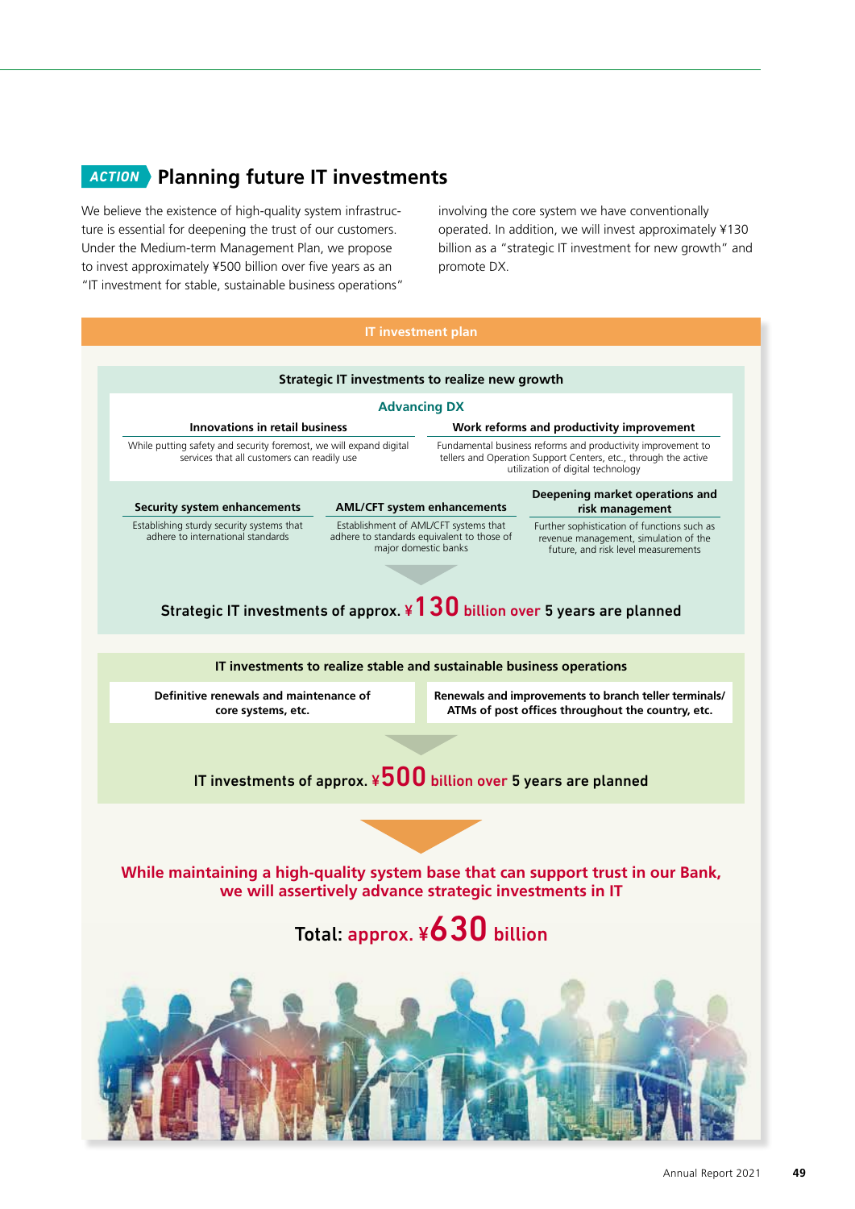## ACTION Planning future IT investments

We believe the existence of high-quality system infrastructure is essential for deepening the trust of our customers. Under the Medium-term Management Plan, we propose to invest approximately ¥500 billion over five years as an "IT investment for stable, sustainable business operations" involving the core system we have conventionally operated. In addition, we will invest approximately ¥130 billion as a "strategic IT investment for new growth" and promote DX.

### IT investment plan

#### Strategic IT investments to realize new growth

**Advancing DX**

**Innovations in retail business**

While putting safety and security foremost, we will expand digital services that all customers can readily use

**Work reforms and productivity improvement**

Fundamental business reforms and productivity improvement to tellers and Operation Support Centers, etc., through the active utilization of digital technology

**Security system enhancements**

Establishing sturdy security systems that adhere to international standards

**AML/CFT system enhancements**

Establishment of AML/CFT systems that adhere to standards equivalent to those of major domestic banks

**Deepening market operations and risk management**

Further sophistication of functions such as revenue management, simulation of the future, and risk level measurements

**Strategic IT investments of approx. ¥130 billion over 5 years are planned**

#### IT investments to realize stable and sustainable business operations

**Definitive renewals and maintenance of core systems, etc.**

**Renewals and improvements to branch teller terminals/ ATMs of post offices throughout the country, etc.**

**IT investments of approx. ¥500 billion over 5 years are planned**

**While maintaining a high-quality system base that can support trust in our Bank, we will assertively advance strategic investments in IT**

**Total: approx. ¥630 billion**